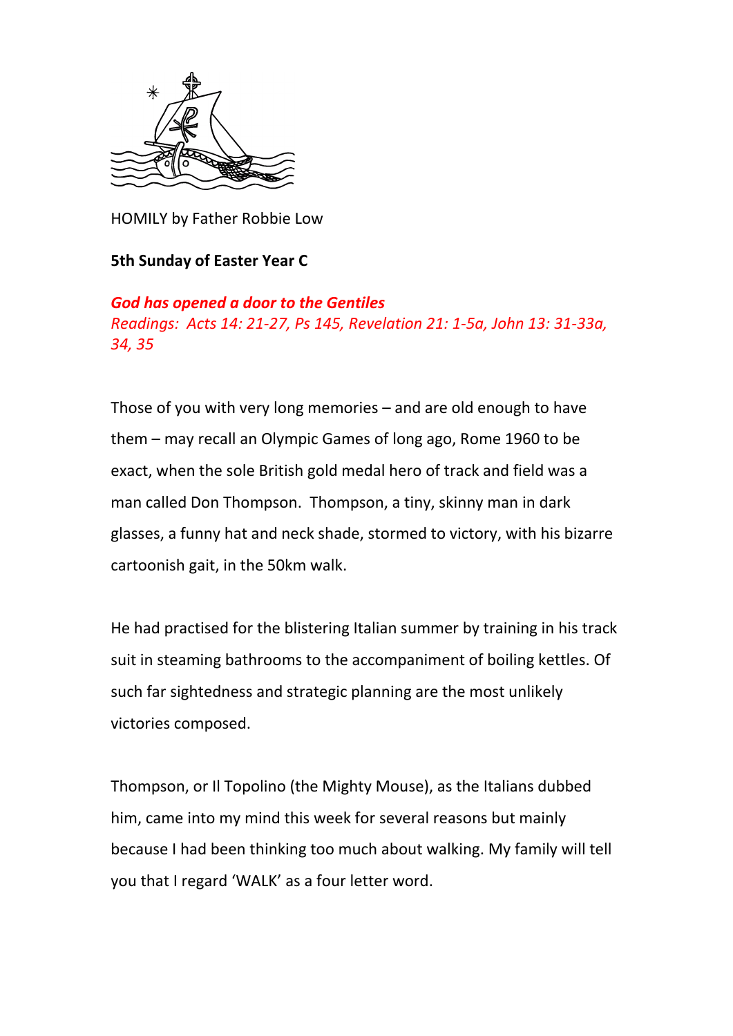HOMILY by Father Robbie Low

**5th Sunday of Easter Year C**

***God has opened a door to the Gentiles***
*Readings: Acts 14: 21-27, Ps 145, Revelation 21: 1-5a, John 13: 31-33a, 34, 35*

Those of you with very long memories – and are old enough to have them – may recall an Olympic Games of long ago, Rome 1960 to be exact, when the sole British gold medal hero of track and field was a man called Don Thompson. Thompson, a tiny, skinny man in dark glasses, a funny hat and neck shade, stormed to victory, with his bizarre cartoonish gait, in the 50km walk.

He had practised for the blistering Italian summer by training in his track suit in steaming bathrooms to the accompaniment of boiling kettles. Of such far sightedness and strategic planning are the most unlikely victories composed.

Thompson, or Il Topolino (the Mighty Mouse), as the Italians dubbed him, came into my mind this week for several reasons but mainly because I had been thinking too much about walking. My family will tell you that I regard 'WALK' as a four letter word.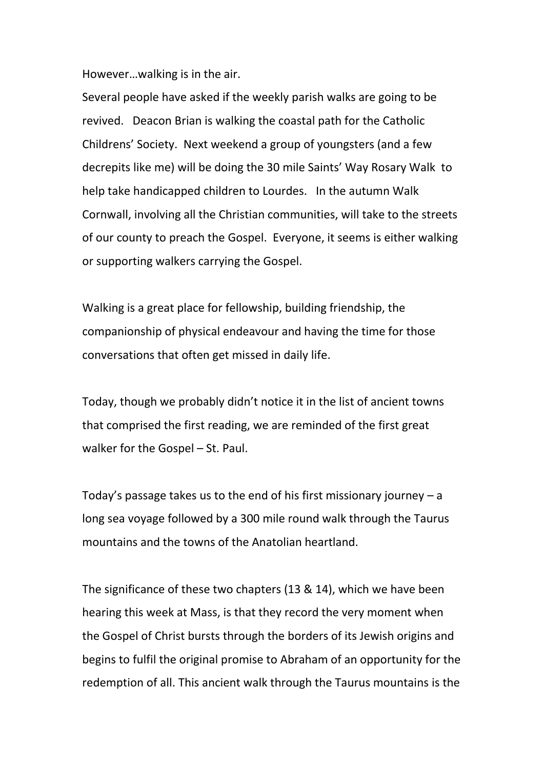However…walking is in the air.

Several people have asked if the weekly parish walks are going to be revived.   Deacon Brian is walking the coastal path for the Catholic Childrens' Society.  Next weekend a group of youngsters (and a few decrepits like me) will be doing the 30 mile Saints' Way Rosary Walk  to help take handicapped children to Lourdes.   In the autumn Walk Cornwall, involving all the Christian communities, will take to the streets of our county to preach the Gospel.  Everyone, it seems is either walking or supporting walkers carrying the Gospel.

Walking is a great place for fellowship, building friendship, the companionship of physical endeavour and having the time for those conversations that often get missed in daily life.

Today, though we probably didn't notice it in the list of ancient towns that comprised the first reading, we are reminded of the first great walker for the Gospel – St. Paul.

Today's passage takes us to the end of his first missionary journey – a long sea voyage followed by a 300 mile round walk through the Taurus mountains and the towns of the Anatolian heartland.

The significance of these two chapters (13 & 14), which we have been hearing this week at Mass, is that they record the very moment when the Gospel of Christ bursts through the borders of its Jewish origins and begins to fulfil the original promise to Abraham of an opportunity for the redemption of all. This ancient walk through the Taurus mountains is the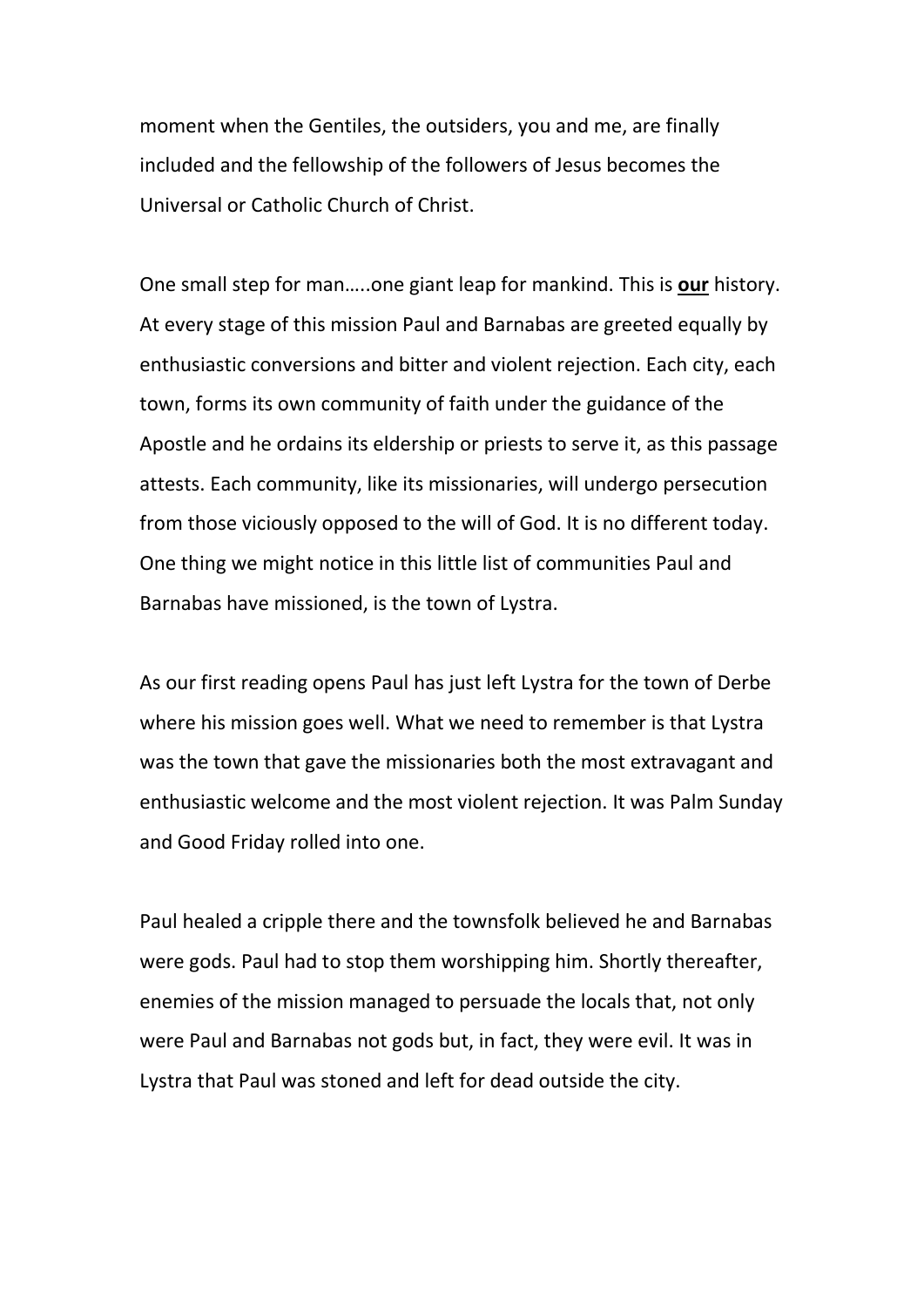moment when the Gentiles, the outsiders, you and me, are finally included and the fellowship of the followers of Jesus becomes the Universal or Catholic Church of Christ.

One small step for man…..one giant leap for mankind. This is **our** history. At every stage of this mission Paul and Barnabas are greeted equally by enthusiastic conversions and bitter and violent rejection. Each city, each town, forms its own community of faith under the guidance of the Apostle and he ordains its eldership or priests to serve it, as this passage attests. Each community, like its missionaries, will undergo persecution from those viciously opposed to the will of God. It is no different today. One thing we might notice in this little list of communities Paul and Barnabas have missioned, is the town of Lystra.

As our first reading opens Paul has just left Lystra for the town of Derbe where his mission goes well. What we need to remember is that Lystra was the town that gave the missionaries both the most extravagant and enthusiastic welcome and the most violent rejection. It was Palm Sunday and Good Friday rolled into one.

Paul healed a cripple there and the townsfolk believed he and Barnabas were gods. Paul had to stop them worshipping him. Shortly thereafter, enemies of the mission managed to persuade the locals that, not only were Paul and Barnabas not gods but, in fact, they were evil. It was in Lystra that Paul was stoned and left for dead outside the city.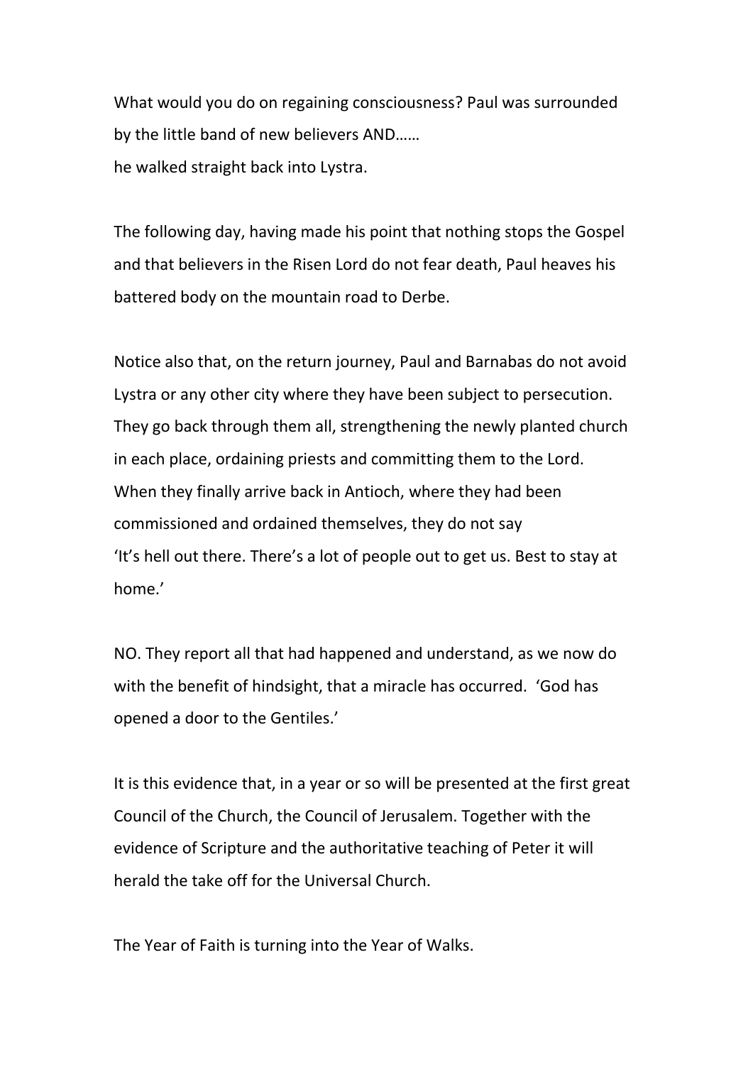What would you do on regaining consciousness? Paul was surrounded by the little band of new believers AND……
he walked straight back into Lystra.

The following day, having made his point that nothing stops the Gospel and that believers in the Risen Lord do not fear death, Paul heaves his battered body on the mountain road to Derbe.

Notice also that, on the return journey, Paul and Barnabas do not avoid Lystra or any other city where they have been subject to persecution. They go back through them all, strengthening the newly planted church in each place, ordaining priests and committing them to the Lord. When they finally arrive back in Antioch, where they had been commissioned and ordained themselves, they do not say
'It's hell out there. There's a lot of people out to get us. Best to stay at home.'

NO. They report all that had happened and understand, as we now do with the benefit of hindsight, that a miracle has occurred. 'God has opened a door to the Gentiles.'

It is this evidence that, in a year or so will be presented at the first great Council of the Church, the Council of Jerusalem. Together with the evidence of Scripture and the authoritative teaching of Peter it will herald the take off for the Universal Church.

The Year of Faith is turning into the Year of Walks.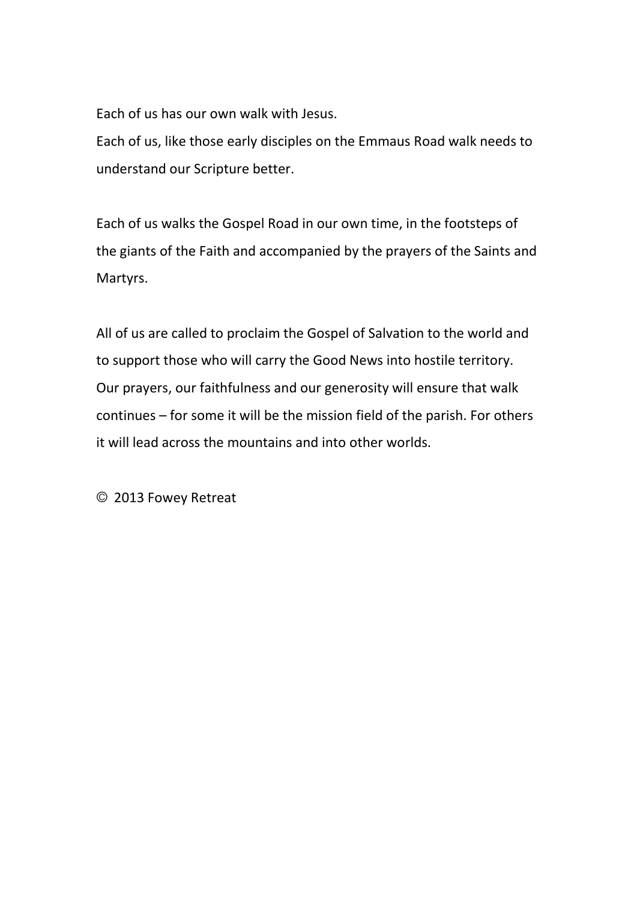Each of us has our own walk with Jesus.
Each of us, like those early disciples on the Emmaus Road walk needs to understand our Scripture better.

Each of us walks the Gospel Road in our own time, in the footsteps of the giants of the Faith and accompanied by the prayers of the Saints and Martyrs.

All of us are called to proclaim the Gospel of Salvation to the world and to support those who will carry the Good News into hostile territory. Our prayers, our faithfulness and our generosity will ensure that walk continues – for some it will be the mission field of the parish. For others it will lead across the mountains and into other worlds.

© 2013 Fowey Retreat